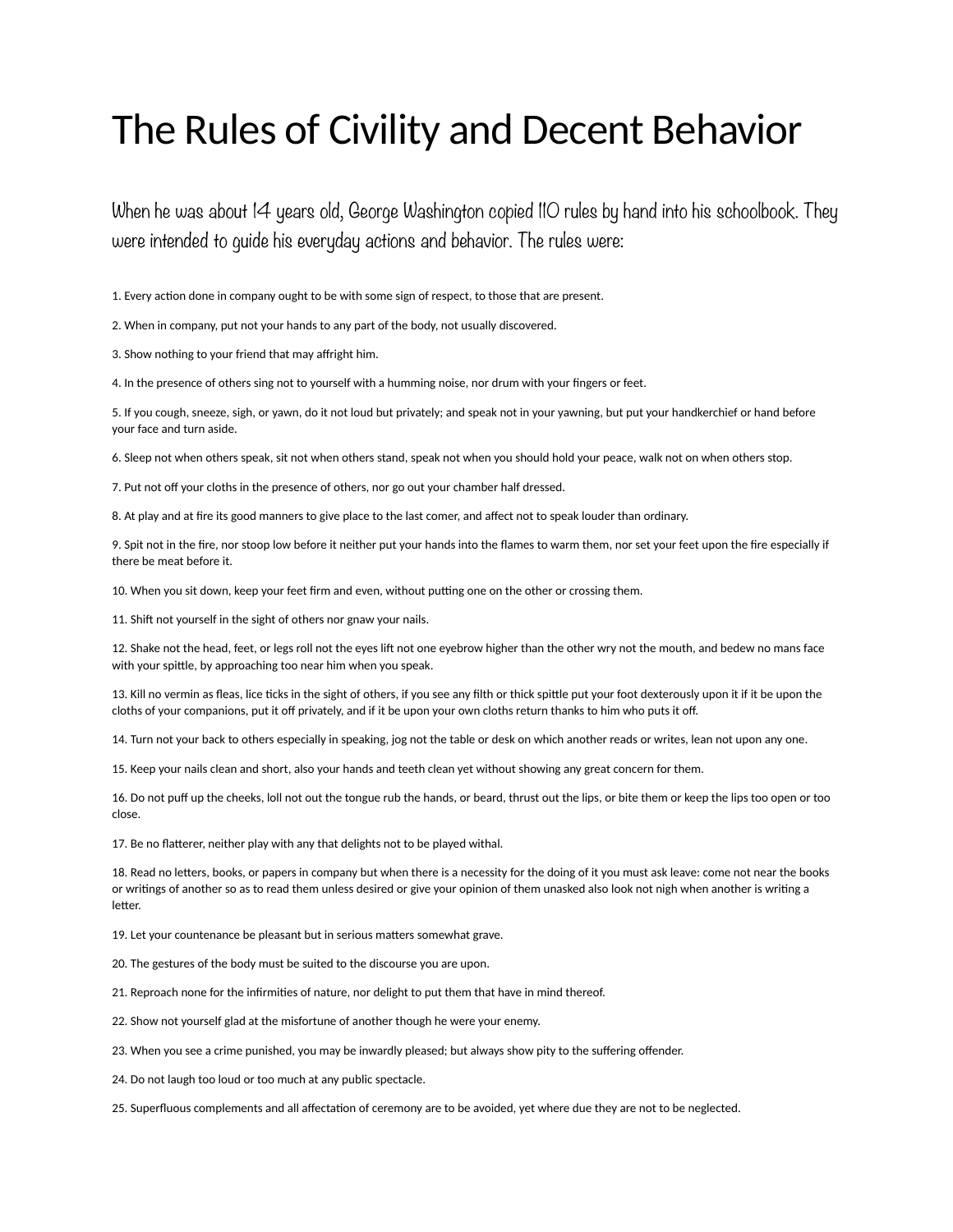# The Rules of Civility and Decent Behavior

When he was about 14 years old, George Washington copied 110 rules by hand into his schoolbook. They were intended to guide his everyday actions and behavior. The rules were:

1. Every action done in company ought to be with some sign of respect, to those that are present.

2. When in company, put not your hands to any part of the body, not usually discovered.

3. Show nothing to your friend that may affright him.

4. In the presence of others sing not to yourself with a humming noise, nor drum with your fingers or feet.

5. If you cough, sneeze, sigh, or yawn, do it not loud but privately; and speak not in your yawning, but put your handkerchief or hand before your face and turn aside.

6. Sleep not when others speak, sit not when others stand, speak not when you should hold your peace, walk not on when others stop.

7. Put not off your cloths in the presence of others, nor go out your chamber half dressed.

8. At play and at fire its good manners to give place to the last comer, and affect not to speak louder than ordinary.

9. Spit not in the fire, nor stoop low before it neither put your hands into the flames to warm them, nor set your feet upon the fire especially if there be meat before it.

10. When you sit down, keep your feet firm and even, without putting one on the other or crossing them.

11. Shift not yourself in the sight of others nor gnaw your nails.

12. Shake not the head, feet, or legs roll not the eyes lift not one eyebrow higher than the other wry not the mouth, and bedew no mans face with your spittle, by approaching too near him when you speak.

13. Kill no vermin as fleas, lice ticks in the sight of others, if you see any filth or thick spittle put your foot dexterously upon it if it be upon the cloths of your companions, put it off privately, and if it be upon your own cloths return thanks to him who puts it off.

14. Turn not your back to others especially in speaking, jog not the table or desk on which another reads or writes, lean not upon any one.

15. Keep your nails clean and short, also your hands and teeth clean yet without showing any great concern for them.

16. Do not puff up the cheeks, loll not out the tongue rub the hands, or beard, thrust out the lips, or bite them or keep the lips too open or too close.

17. Be no flatterer, neither play with any that delights not to be played withal.

18. Read no letters, books, or papers in company but when there is a necessity for the doing of it you must ask leave: come not near the books or writings of another so as to read them unless desired or give your opinion of them unasked also look not nigh when another is writing a letter.

19. Let your countenance be pleasant but in serious matters somewhat grave.

20. The gestures of the body must be suited to the discourse you are upon.

21. Reproach none for the infirmities of nature, nor delight to put them that have in mind thereof.

22. Show not yourself glad at the misfortune of another though he were your enemy.

23. When you see a crime punished, you may be inwardly pleased; but always show pity to the suffering offender.

24. Do not laugh too loud or too much at any public spectacle.

25. Superfluous complements and all affectation of ceremony are to be avoided, yet where due they are not to be neglected.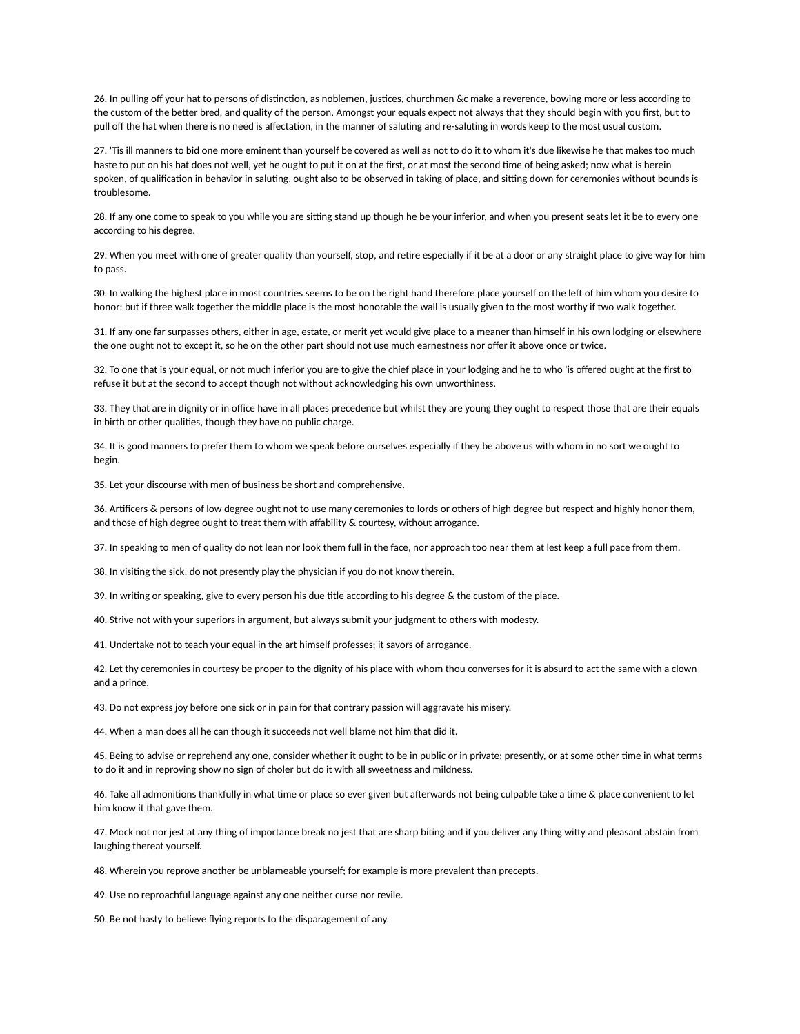26. In pulling off your hat to persons of distinction, as noblemen, justices, churchmen &c make a reverence, bowing more or less according to the custom of the better bred, and quality of the person. Amongst your equals expect not always that they should begin with you first, but to pull off the hat when there is no need is affectation, in the manner of saluting and re-saluting in words keep to the most usual custom.

27. 'Tis ill manners to bid one more eminent than yourself be covered as well as not to do it to whom it's due likewise he that makes too much haste to put on his hat does not well, yet he ought to put it on at the first, or at most the second time of being asked; now what is herein spoken, of qualification in behavior in saluting, ought also to be observed in taking of place, and sitting down for ceremonies without bounds is troublesome.

28. If any one come to speak to you while you are sitting stand up though he be your inferior, and when you present seats let it be to every one according to his degree.

29. When you meet with one of greater quality than yourself, stop, and retire especially if it be at a door or any straight place to give way for him to pass.

30. In walking the highest place in most countries seems to be on the right hand therefore place yourself on the left of him whom you desire to honor: but if three walk together the middle place is the most honorable the wall is usually given to the most worthy if two walk together.

31. If any one far surpasses others, either in age, estate, or merit yet would give place to a meaner than himself in his own lodging or elsewhere the one ought not to except it, so he on the other part should not use much earnestness nor offer it above once or twice.

32. To one that is your equal, or not much inferior you are to give the chief place in your lodging and he to who 'is offered ought at the first to refuse it but at the second to accept though not without acknowledging his own unworthiness.

33. They that are in dignity or in office have in all places precedence but whilst they are young they ought to respect those that are their equals in birth or other qualities, though they have no public charge.

34. It is good manners to prefer them to whom we speak before ourselves especially if they be above us with whom in no sort we ought to begin.

35. Let your discourse with men of business be short and comprehensive.

36. Artificers & persons of low degree ought not to use many ceremonies to lords or others of high degree but respect and highly honor them, and those of high degree ought to treat them with affability & courtesy, without arrogance.

37. In speaking to men of quality do not lean nor look them full in the face, nor approach too near them at lest keep a full pace from them.

38. In visiting the sick, do not presently play the physician if you do not know therein.

39. In writing or speaking, give to every person his due title according to his degree & the custom of the place.

40. Strive not with your superiors in argument, but always submit your judgment to others with modesty.

41. Undertake not to teach your equal in the art himself professes; it savors of arrogance.

42. Let thy ceremonies in courtesy be proper to the dignity of his place with whom thou converses for it is absurd to act the same with a clown and a prince.

43. Do not express joy before one sick or in pain for that contrary passion will aggravate his misery.

44. When a man does all he can though it succeeds not well blame not him that did it.

45. Being to advise or reprehend any one, consider whether it ought to be in public or in private; presently, or at some other time in what terms to do it and in reproving show no sign of choler but do it with all sweetness and mildness.

46. Take all admonitions thankfully in what time or place so ever given but afterwards not being culpable take a time & place convenient to let him know it that gave them.

47. Mock not nor jest at any thing of importance break no jest that are sharp biting and if you deliver any thing witty and pleasant abstain from laughing thereat yourself.

48. Wherein you reprove another be unblameable yourself; for example is more prevalent than precepts.

49. Use no reproachful language against any one neither curse nor revile.

50. Be not hasty to believe flying reports to the disparagement of any.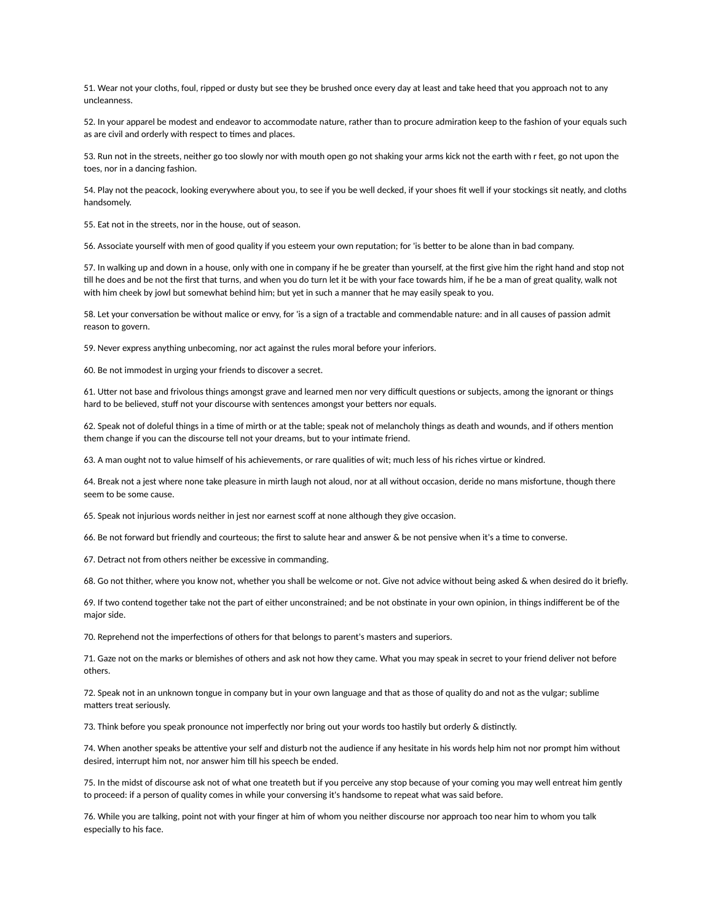51. Wear not your cloths, foul, ripped or dusty but see they be brushed once every day at least and take heed that you approach not to any uncleanness.

52. In your apparel be modest and endeavor to accommodate nature, rather than to procure admiration keep to the fashion of your equals such as are civil and orderly with respect to times and places.

53. Run not in the streets, neither go too slowly nor with mouth open go not shaking your arms kick not the earth with r feet, go not upon the toes, nor in a dancing fashion.

54. Play not the peacock, looking everywhere about you, to see if you be well decked, if your shoes fit well if your stockings sit neatly, and cloths handsomely.

55. Eat not in the streets, nor in the house, out of season.

56. Associate yourself with men of good quality if you esteem your own reputation; for 'is better to be alone than in bad company.

57. In walking up and down in a house, only with one in company if he be greater than yourself, at the first give him the right hand and stop not till he does and be not the first that turns, and when you do turn let it be with your face towards him, if he be a man of great quality, walk not with him cheek by jowl but somewhat behind him; but yet in such a manner that he may easily speak to you.

58. Let your conversation be without malice or envy, for 'is a sign of a tractable and commendable nature: and in all causes of passion admit reason to govern.

59. Never express anything unbecoming, nor act against the rules moral before your inferiors.

60. Be not immodest in urging your friends to discover a secret.

61. Utter not base and frivolous things amongst grave and learned men nor very difficult questions or subjects, among the ignorant or things hard to be believed, stuff not your discourse with sentences amongst your betters nor equals.

62. Speak not of doleful things in a time of mirth or at the table; speak not of melancholy things as death and wounds, and if others mention them change if you can the discourse tell not your dreams, but to your intimate friend.

63. A man ought not to value himself of his achievements, or rare qualities of wit; much less of his riches virtue or kindred.

64. Break not a jest where none take pleasure in mirth laugh not aloud, nor at all without occasion, deride no mans misfortune, though there seem to be some cause.

65. Speak not injurious words neither in jest nor earnest scoff at none although they give occasion.

66. Be not forward but friendly and courteous; the first to salute hear and answer & be not pensive when it's a time to converse.

67. Detract not from others neither be excessive in commanding.

68. Go not thither, where you know not, whether you shall be welcome or not. Give not advice without being asked & when desired do it briefly.

69. If two contend together take not the part of either unconstrained; and be not obstinate in your own opinion, in things indifferent be of the major side.

70. Reprehend not the imperfections of others for that belongs to parent's masters and superiors.

71. Gaze not on the marks or blemishes of others and ask not how they came. What you may speak in secret to your friend deliver not before others.

72. Speak not in an unknown tongue in company but in your own language and that as those of quality do and not as the vulgar; sublime matters treat seriously.

73. Think before you speak pronounce not imperfectly nor bring out your words too hastily but orderly & distinctly.

74. When another speaks be attentive your self and disturb not the audience if any hesitate in his words help him not nor prompt him without desired, interrupt him not, nor answer him till his speech be ended.

75. In the midst of discourse ask not of what one treateth but if you perceive any stop because of your coming you may well entreat him gently to proceed: if a person of quality comes in while your conversing it's handsome to repeat what was said before.

76. While you are talking, point not with your finger at him of whom you neither discourse nor approach too near him to whom you talk especially to his face.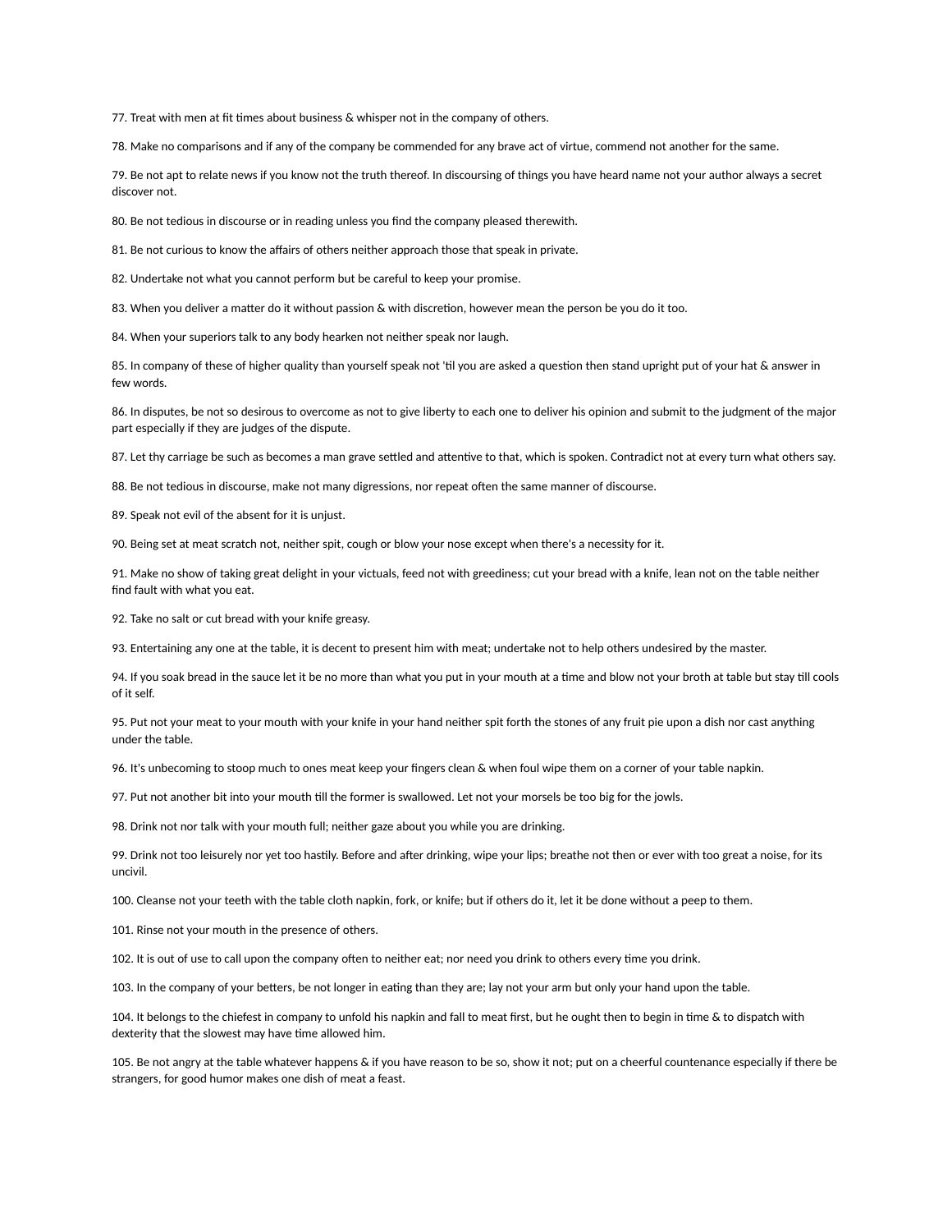77. Treat with men at fit times about business & whisper not in the company of others.

78. Make no comparisons and if any of the company be commended for any brave act of virtue, commend not another for the same.

79. Be not apt to relate news if you know not the truth thereof. In discoursing of things you have heard name not your author always a secret discover not.

80. Be not tedious in discourse or in reading unless you find the company pleased therewith.

81. Be not curious to know the affairs of others neither approach those that speak in private.

82. Undertake not what you cannot perform but be careful to keep your promise.

83. When you deliver a matter do it without passion & with discretion, however mean the person be you do it too.

84. When your superiors talk to any body hearken not neither speak nor laugh.

85. In company of these of higher quality than yourself speak not 'til you are asked a question then stand upright put of your hat & answer in few words.

86. In disputes, be not so desirous to overcome as not to give liberty to each one to deliver his opinion and submit to the judgment of the major part especially if they are judges of the dispute.

87. Let thy carriage be such as becomes a man grave settled and attentive to that, which is spoken. Contradict not at every turn what others say.

88. Be not tedious in discourse, make not many digressions, nor repeat often the same manner of discourse.

89. Speak not evil of the absent for it is unjust.

90. Being set at meat scratch not, neither spit, cough or blow your nose except when there's a necessity for it.

91. Make no show of taking great delight in your victuals, feed not with greediness; cut your bread with a knife, lean not on the table neither find fault with what you eat.

92. Take no salt or cut bread with your knife greasy.

93. Entertaining any one at the table, it is decent to present him with meat; undertake not to help others undesired by the master.

94. If you soak bread in the sauce let it be no more than what you put in your mouth at a time and blow not your broth at table but stay till cools of it self.

95. Put not your meat to your mouth with your knife in your hand neither spit forth the stones of any fruit pie upon a dish nor cast anything under the table.

96. It's unbecoming to stoop much to ones meat keep your fingers clean & when foul wipe them on a corner of your table napkin.

97. Put not another bit into your mouth till the former is swallowed. Let not your morsels be too big for the jowls.

98. Drink not nor talk with your mouth full; neither gaze about you while you are drinking.

99. Drink not too leisurely nor yet too hastily. Before and after drinking, wipe your lips; breathe not then or ever with too great a noise, for its uncivil.

100. Cleanse not your teeth with the table cloth napkin, fork, or knife; but if others do it, let it be done without a peep to them.

101. Rinse not your mouth in the presence of others.

102. It is out of use to call upon the company often to neither eat; nor need you drink to others every time you drink.

103. In the company of your betters, be not longer in eating than they are; lay not your arm but only your hand upon the table.

104. It belongs to the chiefest in company to unfold his napkin and fall to meat first, but he ought then to begin in time & to dispatch with dexterity that the slowest may have time allowed him.

105. Be not angry at the table whatever happens & if you have reason to be so, show it not; put on a cheerful countenance especially if there be strangers, for good humor makes one dish of meat a feast.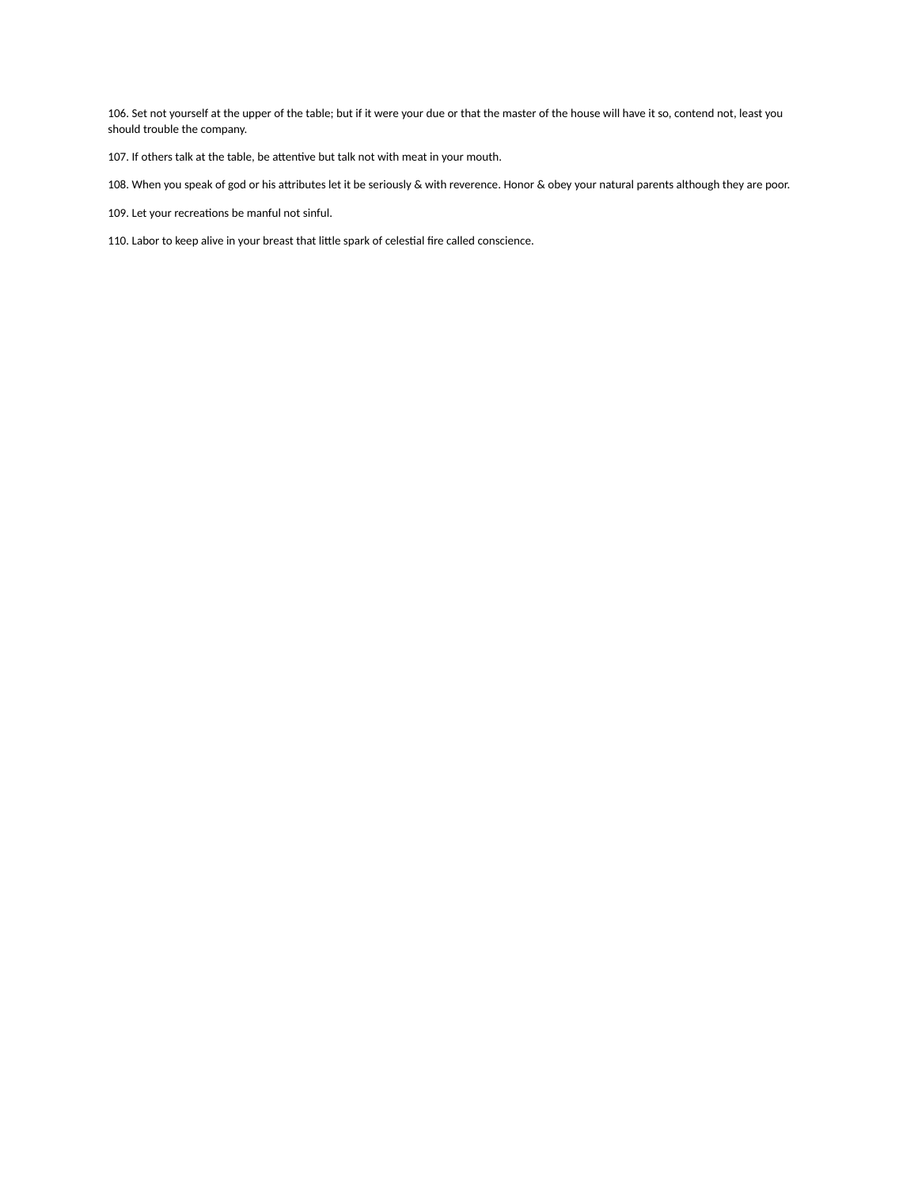106. Set not yourself at the upper of the table; but if it were your due or that the master of the house will have it so, contend not, least you should trouble the company.

107. If others talk at the table, be attentive but talk not with meat in your mouth.

108. When you speak of god or his attributes let it be seriously & with reverence. Honor & obey your natural parents although they are poor.

109. Let your recreations be manful not sinful.

110. Labor to keep alive in your breast that little spark of celestial fire called conscience.